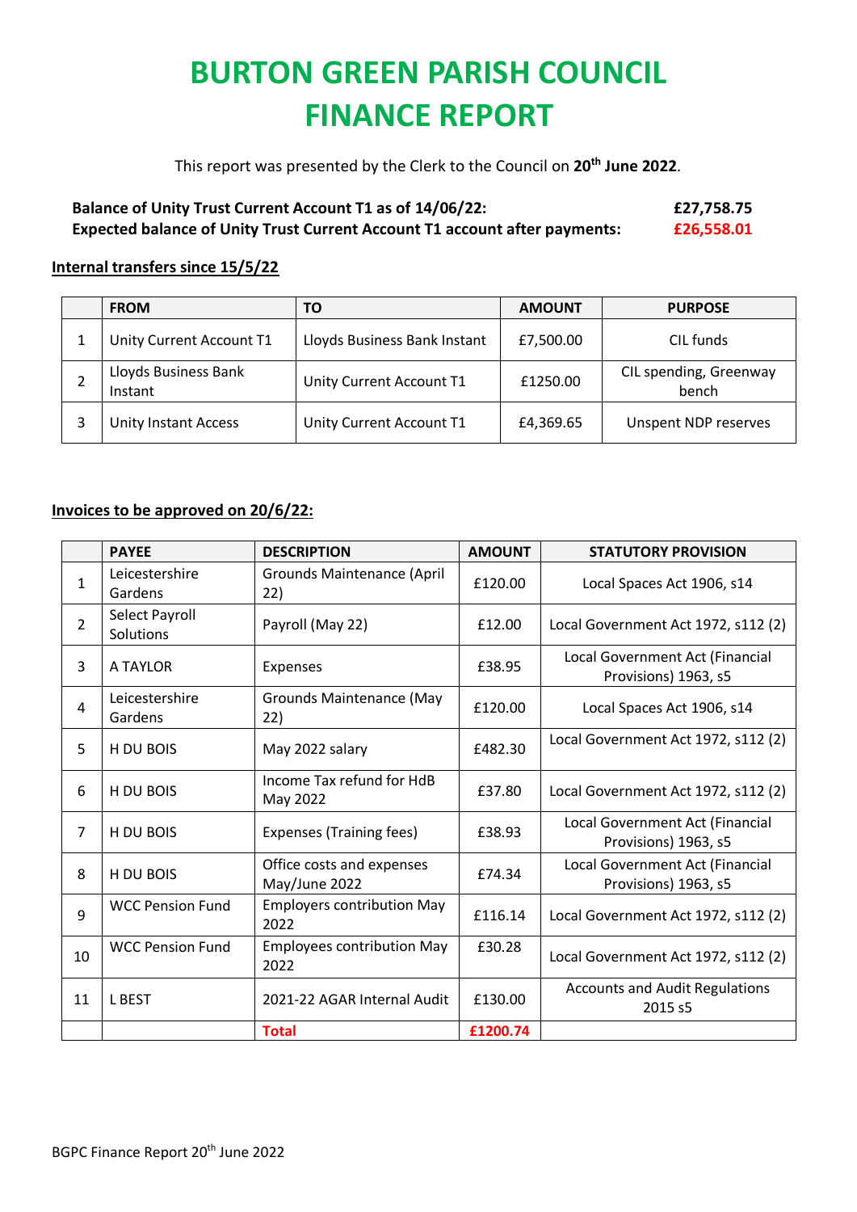# BURTON GREEN PARISH COUNCIL
# FINANCE REPORT

This report was presented by the Clerk to the Council on **20th June 2022**.

**Balance of Unity Trust Current Account T1 as of 14/06/22: £27,758.75**
**Expected balance of Unity Trust Current Account T1 account after payments: £26,558.01**

## Internal transfers since 15/5/22

| | FROM | TO | AMOUNT | PURPOSE |
|---|---|---|---|---|
| 1 | Unity Current Account T1 | Lloyds Business Bank Instant | £7,500.00 | CIL funds |
| 2 | Lloyds Business Bank Instant | Unity Current Account T1 | £1250.00 | CIL spending, Greenway bench |
| 3 | Unity Instant Access | Unity Current Account T1 | £4,369.65 | Unspent NDP reserves |

## Invoices to be approved on 20/6/22:

| | PAYEE | DESCRIPTION | AMOUNT | STATUTORY PROVISION |
|---|---|---|---|---|
| 1 | Leicestershire Gardens | Grounds Maintenance (April 22) | £120.00 | Local Spaces Act 1906, s14 |
| 2 | Select Payroll Solutions | Payroll (May 22) | £12.00 | Local Government Act 1972, s112 (2) |
| 3 | A TAYLOR | Expenses | £38.95 | Local Government Act (Financial Provisions) 1963, s5 |
| 4 | Leicestershire Gardens | Grounds Maintenance (May 22) | £120.00 | Local Spaces Act 1906, s14 |
| 5 | H DU BOIS | May 2022 salary | £482.30 | Local Government Act 1972, s112 (2) |
| 6 | H DU BOIS | Income Tax refund for HdB May 2022 | £37.80 | Local Government Act 1972, s112 (2) |
| 7 | H DU BOIS | Expenses (Training fees) | £38.93 | Local Government Act (Financial Provisions) 1963, s5 |
| 8 | H DU BOIS | Office costs and expenses May/June 2022 | £74.34 | Local Government Act (Financial Provisions) 1963, s5 |
| 9 | WCC Pension Fund | Employers contribution May 2022 | £116.14 | Local Government Act 1972, s112 (2) |
| 10 | WCC Pension Fund | Employees contribution May 2022 | £30.28 | Local Government Act 1972, s112 (2) |
| 11 | L BEST | 2021-22 AGAR Internal Audit | £130.00 | Accounts and Audit Regulations 2015 s5 |
| | | **Total** | **£1200.74** | |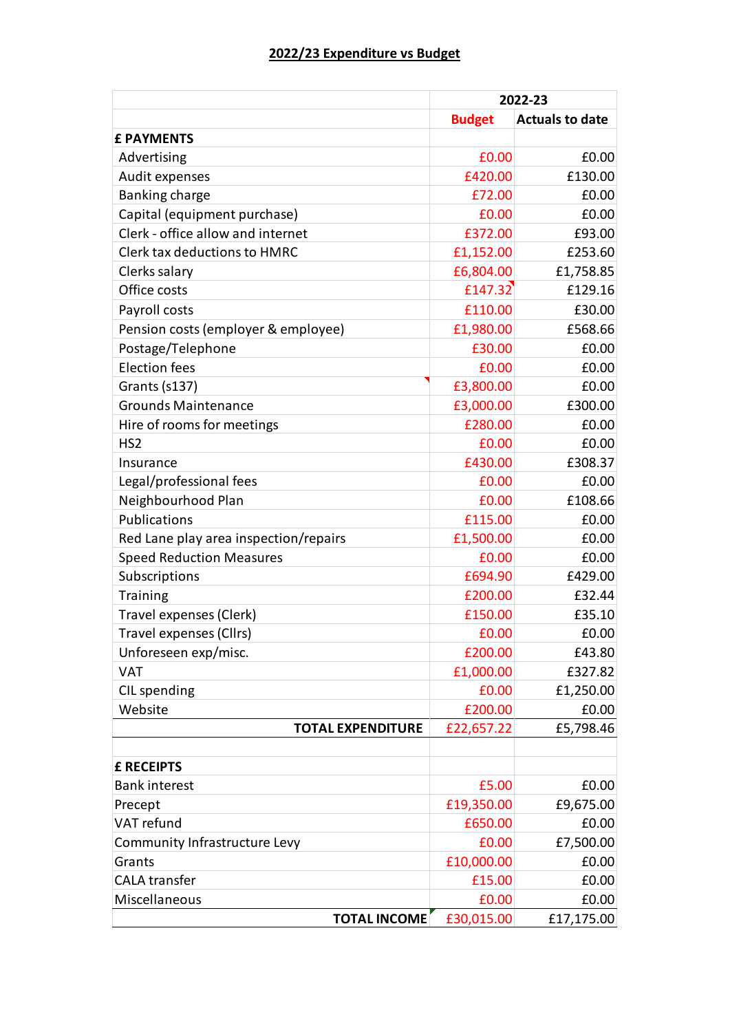## 2022/23 Expenditure vs Budget

| | 2022-23 | |
|---|---|---|
| | **Budget** | **Actuals to date** |
| **£ PAYMENTS** | | |
| Advertising | £0.00 | £0.00 |
| Audit expenses | £420.00 | £130.00 |
| Banking charge | £72.00 | £0.00 |
| Capital (equipment purchase) | £0.00 | £0.00 |
| Clerk - office allow and internet | £372.00 | £93.00 |
| Clerk tax deductions to HMRC | £1,152.00 | £253.60 |
| Clerks salary | £6,804.00 | £1,758.85 |
| Office costs | £147.32 | £129.16 |
| Payroll costs | £110.00 | £30.00 |
| Pension costs (employer & employee) | £1,980.00 | £568.66 |
| Postage/Telephone | £30.00 | £0.00 |
| Election fees | £0.00 | £0.00 |
| Grants (s137) | £3,800.00 | £0.00 |
| Grounds Maintenance | £3,000.00 | £300.00 |
| Hire of rooms for meetings | £280.00 | £0.00 |
| HS2 | £0.00 | £0.00 |
| Insurance | £430.00 | £308.37 |
| Legal/professional fees | £0.00 | £0.00 |
| Neighbourhood Plan | £0.00 | £108.66 |
| Publications | £115.00 | £0.00 |
| Red Lane play area inspection/repairs | £1,500.00 | £0.00 |
| Speed Reduction Measures | £0.00 | £0.00 |
| Subscriptions | £694.90 | £429.00 |
| Training | £200.00 | £32.44 |
| Travel expenses (Clerk) | £150.00 | £35.10 |
| Travel expenses (Cllrs) | £0.00 | £0.00 |
| Unforeseen exp/misc. | £200.00 | £43.80 |
| VAT | £1,000.00 | £327.82 |
| CIL spending | £0.00 | £1,250.00 |
| Website | £200.00 | £0.00 |
| **TOTAL EXPENDITURE** | £22,657.22 | £5,798.46 |
| | | |
| **£ RECEIPTS** | | |
| Bank interest | £5.00 | £0.00 |
| Precept | £19,350.00 | £9,675.00 |
| VAT refund | £650.00 | £0.00 |
| Community Infrastructure Levy | £0.00 | £7,500.00 |
| Grants | £10,000.00 | £0.00 |
| CALA transfer | £15.00 | £0.00 |
| Miscellaneous | £0.00 | £0.00 |
| **TOTAL INCOME** | £30,015.00 | £17,175.00 |